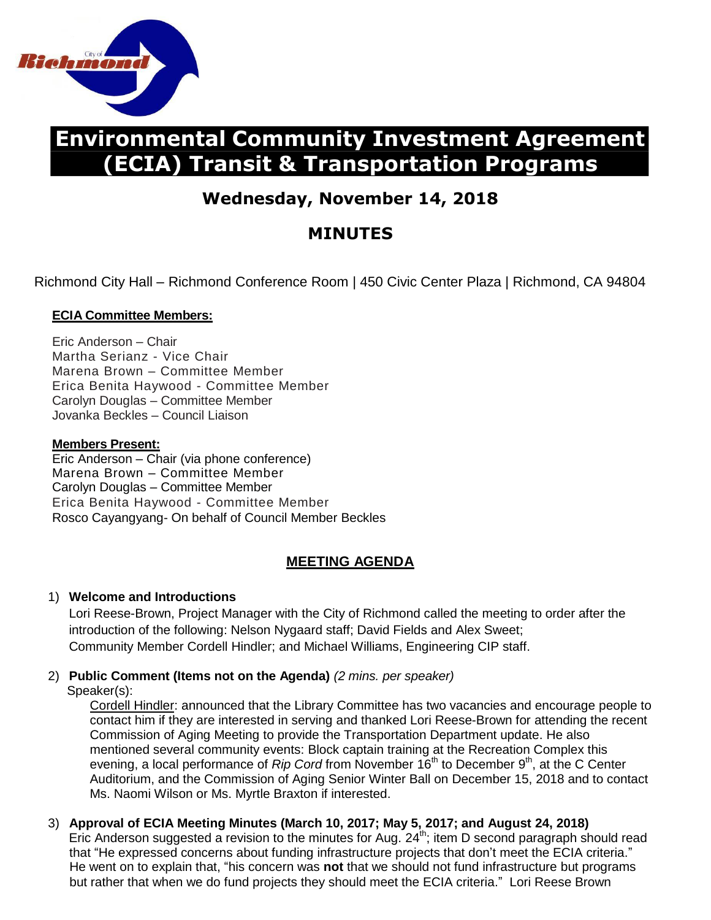# Environmental Community Investment Agreement (ECIA) Transit & Transportation Programs

## Wednesday, November 14, 2018

## MINUTES

Richmond City Hall – Richmond Conference Room | 450 Civic Center Plaza | Richmond, CA 94804

**ECIA Committee Members:**

Eric Anderson – Chair
Martha Serianz - Vice Chair
Marena Brown – Committee Member
Erica Benita Haywood - Committee Member
Carolyn Douglas – Committee Member
Jovanka Beckles – Council Liaison

**Members Present:**

Eric Anderson – Chair (via phone conference)
Marena Brown – Committee Member
Carolyn Douglas – Committee Member
Erica Benita Haywood - Committee Member
Rosco Cayangyang- On behalf of Council Member Beckles

### MEETING AGENDA

1) **Welcome and Introductions**

   Lori Reese-Brown, Project Manager with the City of Richmond called the meeting to order after the introduction of the following: Nelson Nygaard staff; David Fields and Alex Sweet; Community Member Cordell Hindler; and Michael Williams, Engineering CIP staff.

2) **Public Comment (Items not on the Agenda)** *(2 mins. per speaker)*

   Speaker(s):

   Cordell Hindler: announced that the Library Committee has two vacancies and encourage people to contact him if they are interested in serving and thanked Lori Reese-Brown for attending the recent Commission of Aging Meeting to provide the Transportation Department update. He also mentioned several community events: Block captain training at the Recreation Complex this evening, a local performance of *Rip Cord* from November 16th to December 9th, at the C Center Auditorium, and the Commission of Aging Senior Winter Ball on December 15, 2018 and to contact Ms. Naomi Wilson or Ms. Myrtle Braxton if interested.

3) **Approval of ECIA Meeting Minutes (March 10, 2017; May 5, 2017; and August 24, 2018)**

   Eric Anderson suggested a revision to the minutes for Aug. 24th; item D second paragraph should read that "He expressed concerns about funding infrastructure projects that don't meet the ECIA criteria." He went on to explain that, "his concern was **not** that we should not fund infrastructure but programs but rather that when we do fund projects they should meet the ECIA criteria." Lori Reese Brown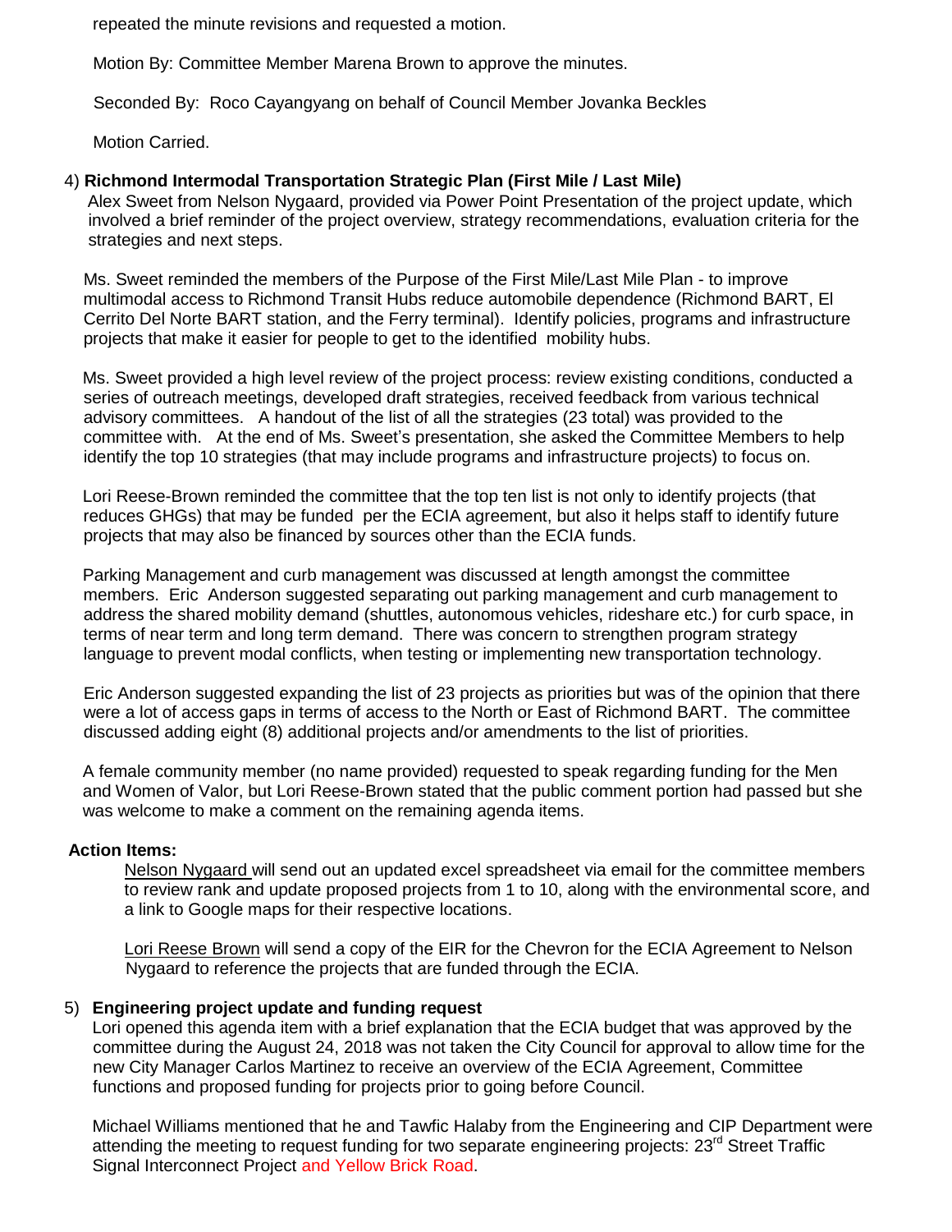repeated the minute revisions and requested a motion.

Motion By: Committee Member Marena Brown to approve the minutes.

Seconded By: Roco Cayangyang on behalf of Council Member Jovanka Beckles

Motion Carried.

4) **Richmond Intermodal Transportation Strategic Plan (First Mile / Last Mile)**

Alex Sweet from Nelson Nygaard, provided via Power Point Presentation of the project update, which involved a brief reminder of the project overview, strategy recommendations, evaluation criteria for the strategies and next steps.

Ms. Sweet reminded the members of the Purpose of the First Mile/Last Mile Plan - to improve multimodal access to Richmond Transit Hubs reduce automobile dependence (Richmond BART, El Cerrito Del Norte BART station, and the Ferry terminal). Identify policies, programs and infrastructure projects that make it easier for people to get to the identified mobility hubs.

Ms. Sweet provided a high level review of the project process: review existing conditions, conducted a series of outreach meetings, developed draft strategies, received feedback from various technical advisory committees. A handout of the list of all the strategies (23 total) was provided to the committee with. At the end of Ms. Sweet's presentation, she asked the Committee Members to help identify the top 10 strategies (that may include programs and infrastructure projects) to focus on.

Lori Reese-Brown reminded the committee that the top ten list is not only to identify projects (that reduces GHGs) that may be funded per the ECIA agreement, but also it helps staff to identify future projects that may also be financed by sources other than the ECIA funds.

Parking Management and curb management was discussed at length amongst the committee members. Eric Anderson suggested separating out parking management and curb management to address the shared mobility demand (shuttles, autonomous vehicles, rideshare etc.) for curb space, in terms of near term and long term demand. There was concern to strengthen program strategy language to prevent modal conflicts, when testing or implementing new transportation technology.

Eric Anderson suggested expanding the list of 23 projects as priorities but was of the opinion that there were a lot of access gaps in terms of access to the North or East of Richmond BART. The committee discussed adding eight (8) additional projects and/or amendments to the list of priorities.

A female community member (no name provided) requested to speak regarding funding for the Men and Women of Valor, but Lori Reese-Brown stated that the public comment portion had passed but she was welcome to make a comment on the remaining agenda items.

**Action Items:**

Nelson Nygaard will send out an updated excel spreadsheet via email for the committee members to review rank and update proposed projects from 1 to 10, along with the environmental score, and a link to Google maps for their respective locations.

Lori Reese Brown will send a copy of the EIR for the Chevron for the ECIA Agreement to Nelson Nygaard to reference the projects that are funded through the ECIA.

5) **Engineering project update and funding request**

Lori opened this agenda item with a brief explanation that the ECIA budget that was approved by the committee during the August 24, 2018 was not taken the City Council for approval to allow time for the new City Manager Carlos Martinez to receive an overview of the ECIA Agreement, Committee functions and proposed funding for projects prior to going before Council.

Michael Williams mentioned that he and Tawfic Halaby from the Engineering and CIP Department were attending the meeting to request funding for two separate engineering projects: 23rd Street Traffic Signal Interconnect Project and Yellow Brick Road.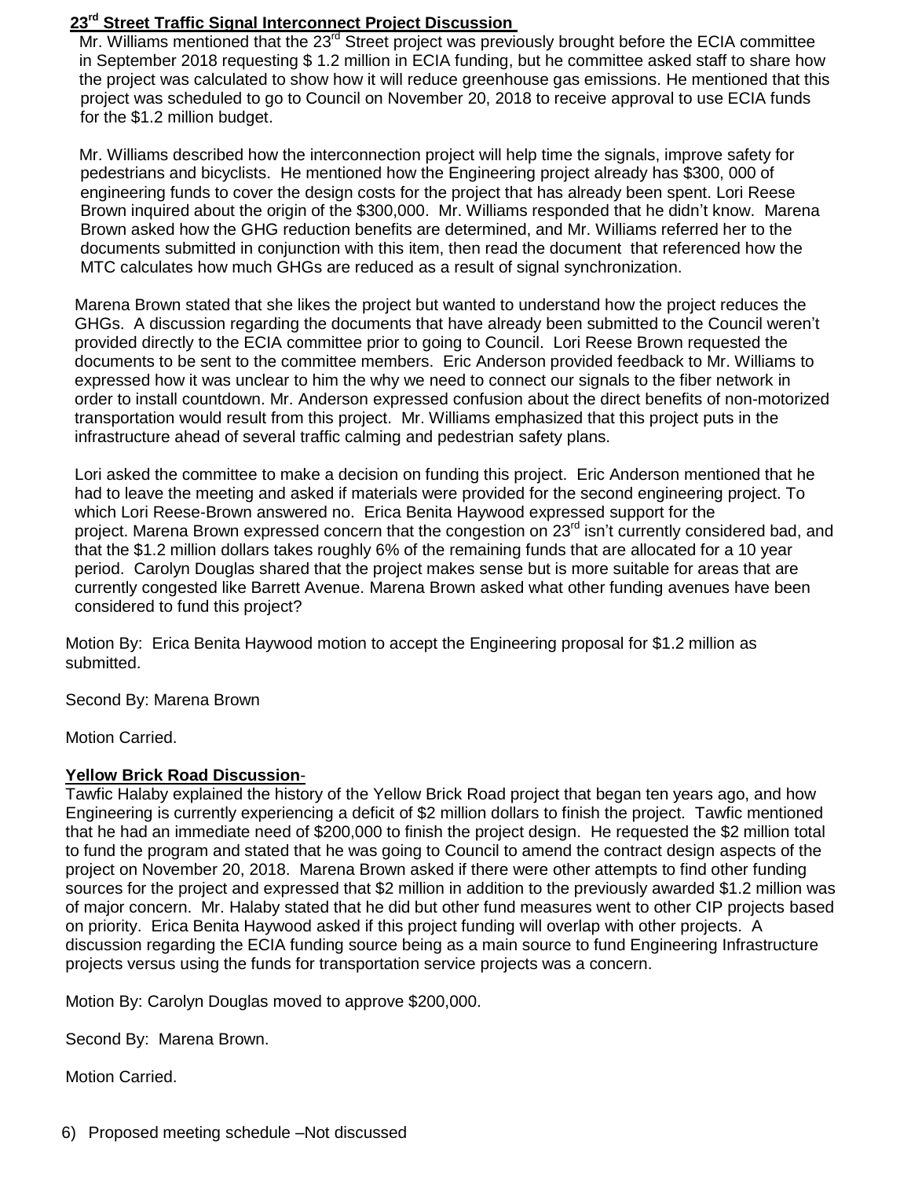**23rd Street Traffic Signal Interconnect Project Discussion**

Mr. Williams mentioned that the 23rd Street project was previously brought before the ECIA committee in September 2018 requesting $ 1.2 million in ECIA funding, but he committee asked staff to share how the project was calculated to show how it will reduce greenhouse gas emissions. He mentioned that this project was scheduled to go to Council on November 20, 2018 to receive approval to use ECIA funds for the $1.2 million budget.

Mr. Williams described how the interconnection project will help time the signals, improve safety for pedestrians and bicyclists. He mentioned how the Engineering project already has $300, 000 of engineering funds to cover the design costs for the project that has already been spent. Lori Reese Brown inquired about the origin of the $300,000. Mr. Williams responded that he didn't know. Marena Brown asked how the GHG reduction benefits are determined, and Mr. Williams referred her to the documents submitted in conjunction with this item, then read the document that referenced how the MTC calculates how much GHGs are reduced as a result of signal synchronization.

Marena Brown stated that she likes the project but wanted to understand how the project reduces the GHGs. A discussion regarding the documents that have already been submitted to the Council weren't provided directly to the ECIA committee prior to going to Council. Lori Reese Brown requested the documents to be sent to the committee members. Eric Anderson provided feedback to Mr. Williams to expressed how it was unclear to him the why we need to connect our signals to the fiber network in order to install countdown. Mr. Anderson expressed confusion about the direct benefits of non-motorized transportation would result from this project. Mr. Williams emphasized that this project puts in the infrastructure ahead of several traffic calming and pedestrian safety plans.

Lori asked the committee to make a decision on funding this project. Eric Anderson mentioned that he had to leave the meeting and asked if materials were provided for the second engineering project. To which Lori Reese-Brown answered no. Erica Benita Haywood expressed support for the project. Marena Brown expressed concern that the congestion on 23rd isn't currently considered bad, and that the $1.2 million dollars takes roughly 6% of the remaining funds that are allocated for a 10 year period. Carolyn Douglas shared that the project makes sense but is more suitable for areas that are currently congested like Barrett Avenue. Marena Brown asked what other funding avenues have been considered to fund this project?

Motion By: Erica Benita Haywood motion to accept the Engineering proposal for $1.2 million as submitted.

Second By: Marena Brown

Motion Carried.

**Yellow Brick Road Discussion**-

Tawfic Halaby explained the history of the Yellow Brick Road project that began ten years ago, and how Engineering is currently experiencing a deficit of $2 million dollars to finish the project. Tawfic mentioned that he had an immediate need of $200,000 to finish the project design. He requested the $2 million total to fund the program and stated that he was going to Council to amend the contract design aspects of the project on November 20, 2018. Marena Brown asked if there were other attempts to find other funding sources for the project and expressed that $2 million in addition to the previously awarded $1.2 million was of major concern. Mr. Halaby stated that he did but other fund measures went to other CIP projects based on priority. Erica Benita Haywood asked if this project funding will overlap with other projects. A discussion regarding the ECIA funding source being as a main source to fund Engineering Infrastructure projects versus using the funds for transportation service projects was a concern.

Motion By: Carolyn Douglas moved to approve $200,000.

Second By: Marena Brown.

Motion Carried.

6) Proposed meeting schedule –Not discussed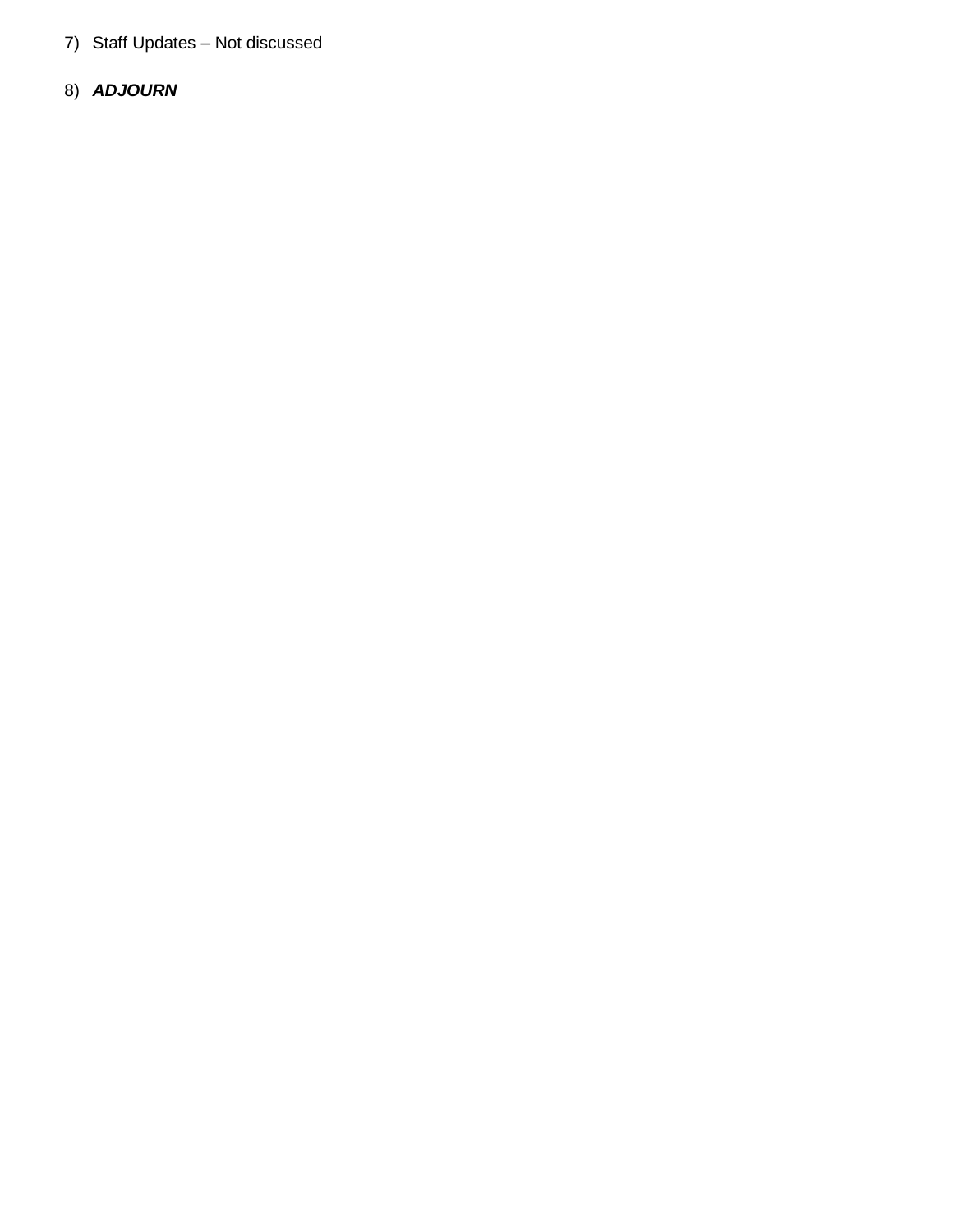7) Staff Updates – Not discussed

8) ***ADJOURN***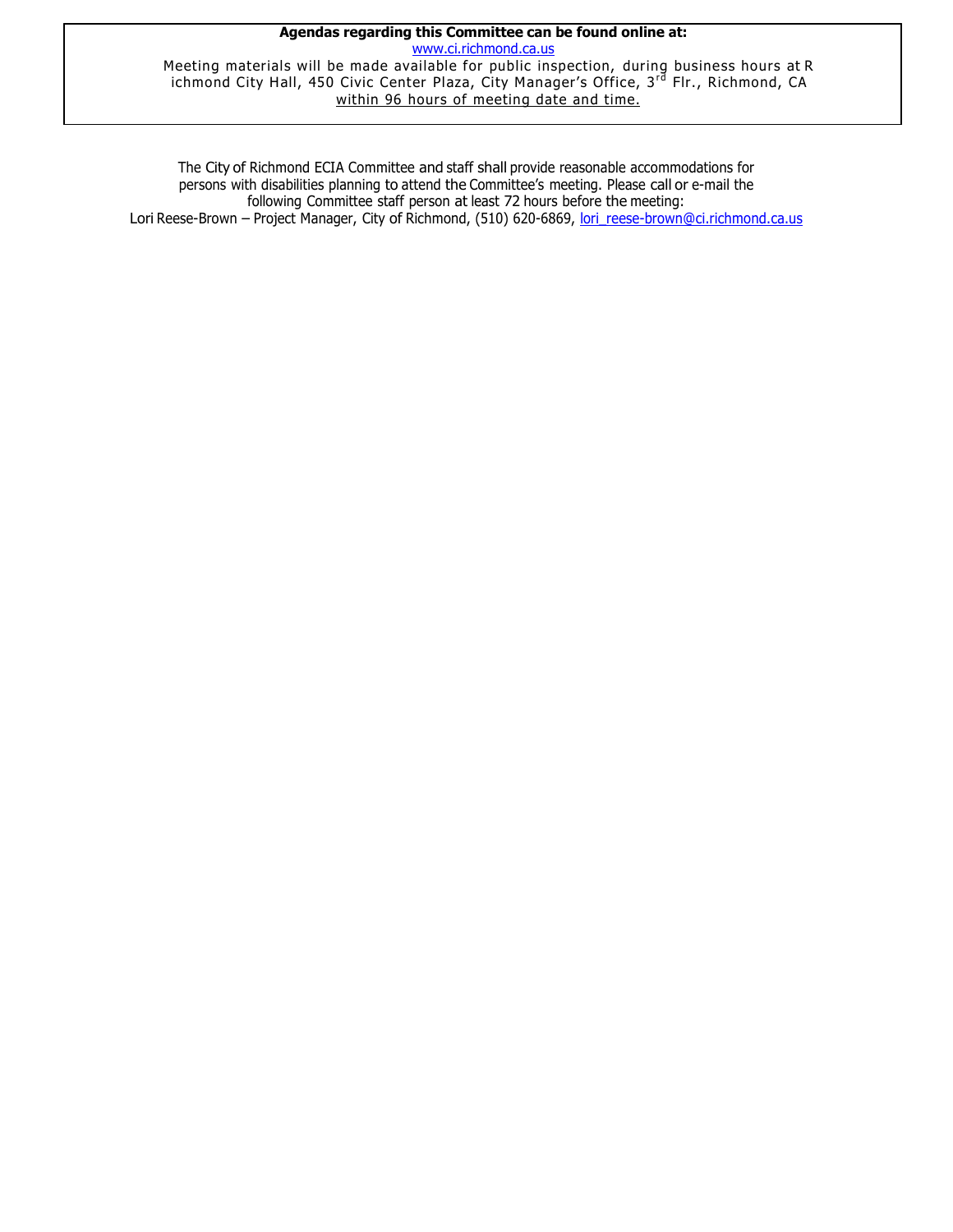**Agendas regarding this Committee can be found online at:**
www.ci.richmond.ca.us
Meeting materials will be made available for public inspection, during business hours at Richmond City Hall, 450 Civic Center Plaza, City Manager's Office, 3rd Flr., Richmond, CA within 96 hours of meeting date and time.

The City of Richmond ECIA Committee and staff shall provide reasonable accommodations for persons with disabilities planning to attend the Committee's meeting. Please call or e-mail the following Committee staff person at least 72 hours before the meeting:
Lori Reese-Brown – Project Manager, City of Richmond, (510) 620-6869, lori_reese-brown@ci.richmond.ca.us